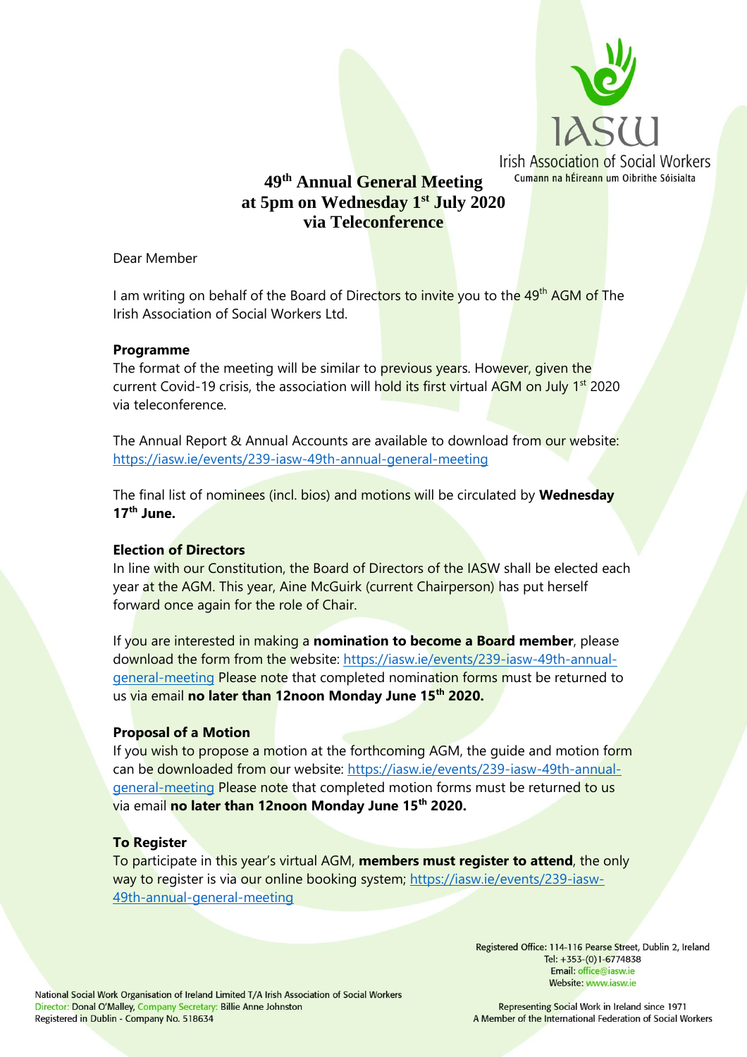Irish Association of Social Workers
Cumann na hÉireann um Oibrithe Sóisialta

# 49th Annual General Meeting at 5pm on Wednesday 1st July 2020 via Teleconference

Dear Member

I am writing on behalf of the Board of Directors to invite you to the 49th AGM of The Irish Association of Social Workers Ltd.

**Programme**

The format of the meeting will be similar to previous years. However, given the current Covid-19 crisis, the association will hold its first virtual AGM on July 1st 2020 via teleconference.

The Annual Report & Annual Accounts are available to download from our website: https://iasw.ie/events/239-iasw-49th-annual-general-meeting

The final list of nominees (incl. bios) and motions will be circulated by **Wednesday 17th June.**

**Election of Directors**

In line with our Constitution, the Board of Directors of the IASW shall be elected each year at the AGM. This year, Aine McGuirk (current Chairperson) has put herself forward once again for the role of Chair.

If you are interested in making a **nomination to become a Board member**, please download the form from the website: https://iasw.ie/events/239-iasw-49th-annual-general-meeting Please note that completed nomination forms must be returned to us via email **no later than 12noon Monday June 15th 2020.**

**Proposal of a Motion**

If you wish to propose a motion at the forthcoming AGM, the guide and motion form can be downloaded from our website: https://iasw.ie/events/239-iasw-49th-annual-general-meeting Please note that completed motion forms must be returned to us via email **no later than 12noon Monday June 15th 2020.**

**To Register**

To participate in this year's virtual AGM, **members must register to attend**, the only way to register is via our online booking system; https://iasw.ie/events/239-iasw-49th-annual-general-meeting

Registered Office: 114-116 Pearse Street, Dublin 2, Ireland
Tel: +353-(0)1-6774838
Email: office@iasw.ie
Website: www.iasw.ie

National Social Work Organisation of Ireland Limited T/A Irish Association of Social Workers
Director: Donal O'Malley, Company Secretary: Billie Anne Johnston
Registered in Dublin - Company No. 518634

Representing Social Work in Ireland since 1971
A Member of the International Federation of Social Workers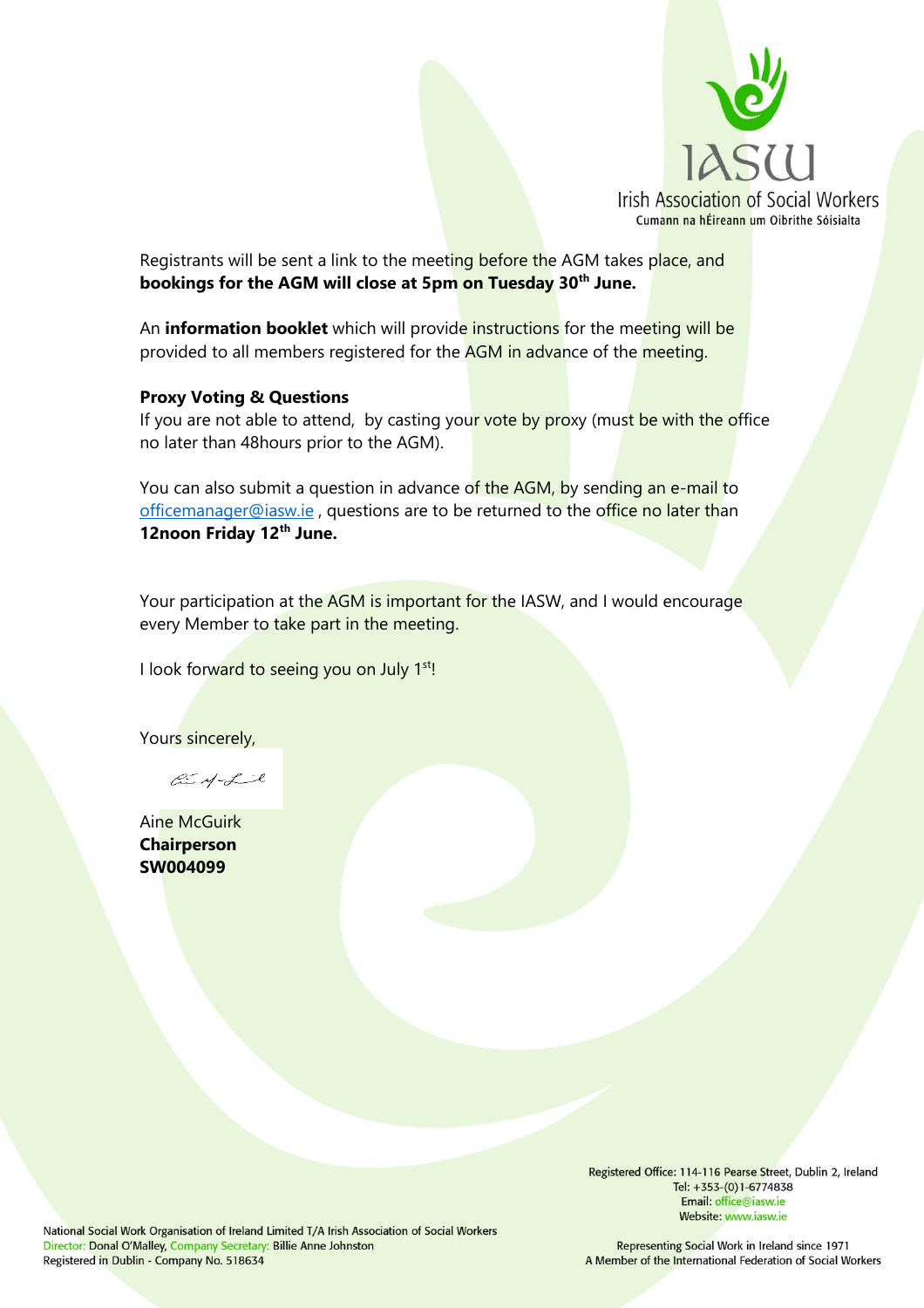Registrants will be sent a link to the meeting before the AGM takes place, and **bookings for the AGM will close at 5pm on Tuesday 30th June.**

An **information booklet** which will provide instructions for the meeting will be provided to all members registered for the AGM in advance of the meeting.

**Proxy Voting & Questions**

If you are not able to attend, by casting your vote by proxy (must be with the office no later than 48hours prior to the AGM).

You can also submit a question in advance of the AGM, by sending an e-mail to officemanager@iasw.ie , questions are to be returned to the office no later than **12noon Friday 12th June.**

Your participation at the AGM is important for the IASW, and I would encourage every Member to take part in the meeting.

I look forward to seeing you on July 1st!

Yours sincerely,

Aine McGuirk
**Chairperson**
**SW004099**

Registered Office: 114-116 Pearse Street, Dublin 2, Ireland
Tel: +353-(0)1-6774838
Email: office@iasw.ie
Website: www.iasw.ie

National Social Work Organisation of Ireland Limited T/A Irish Association of Social Workers
Director: Donal O'Malley, Company Secretary: Billie Anne Johnston
Registered in Dublin - Company No. 518634

Representing Social Work in Ireland since 1971
A Member of the International Federation of Social Workers